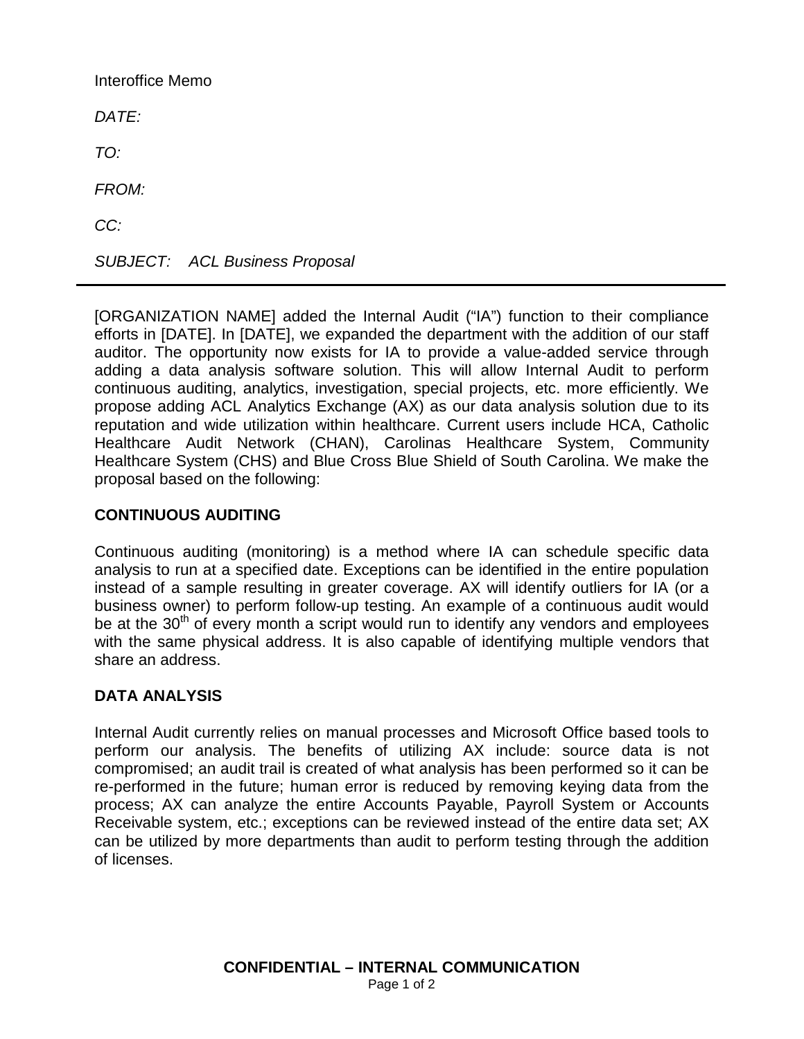Interoffice Memo

*DATE:*

*TO:*

*FROM:*

*CC:*

*SUBJECT: ACL Business Proposal*

---

[ORGANIZATION NAME] added the Internal Audit ("IA") function to their compliance efforts in [DATE]. In [DATE], we expanded the department with the addition of our staff auditor. The opportunity now exists for IA to provide a value-added service through adding a data analysis software solution. This will allow Internal Audit to perform continuous auditing, analytics, investigation, special projects, etc. more efficiently. We propose adding ACL Analytics Exchange (AX) as our data analysis solution due to its reputation and wide utilization within healthcare. Current users include HCA, Catholic Healthcare Audit Network (CHAN), Carolinas Healthcare System, Community Healthcare System (CHS) and Blue Cross Blue Shield of South Carolina. We make the proposal based on the following:

**CONTINUOUS AUDITING**

Continuous auditing (monitoring) is a method where IA can schedule specific data analysis to run at a specified date. Exceptions can be identified in the entire population instead of a sample resulting in greater coverage. AX will identify outliers for IA (or a business owner) to perform follow-up testing. An example of a continuous audit would be at the 30th of every month a script would run to identify any vendors and employees with the same physical address. It is also capable of identifying multiple vendors that share an address.

**DATA ANALYSIS**

Internal Audit currently relies on manual processes and Microsoft Office based tools to perform our analysis. The benefits of utilizing AX include: source data is not compromised; an audit trail is created of what analysis has been performed so it can be re-performed in the future; human error is reduced by removing keying data from the process; AX can analyze the entire Accounts Payable, Payroll System or Accounts Receivable system, etc.; exceptions can be reviewed instead of the entire data set; AX can be utilized by more departments than audit to perform testing through the addition of licenses.

**CONFIDENTIAL – INTERNAL COMMUNICATION**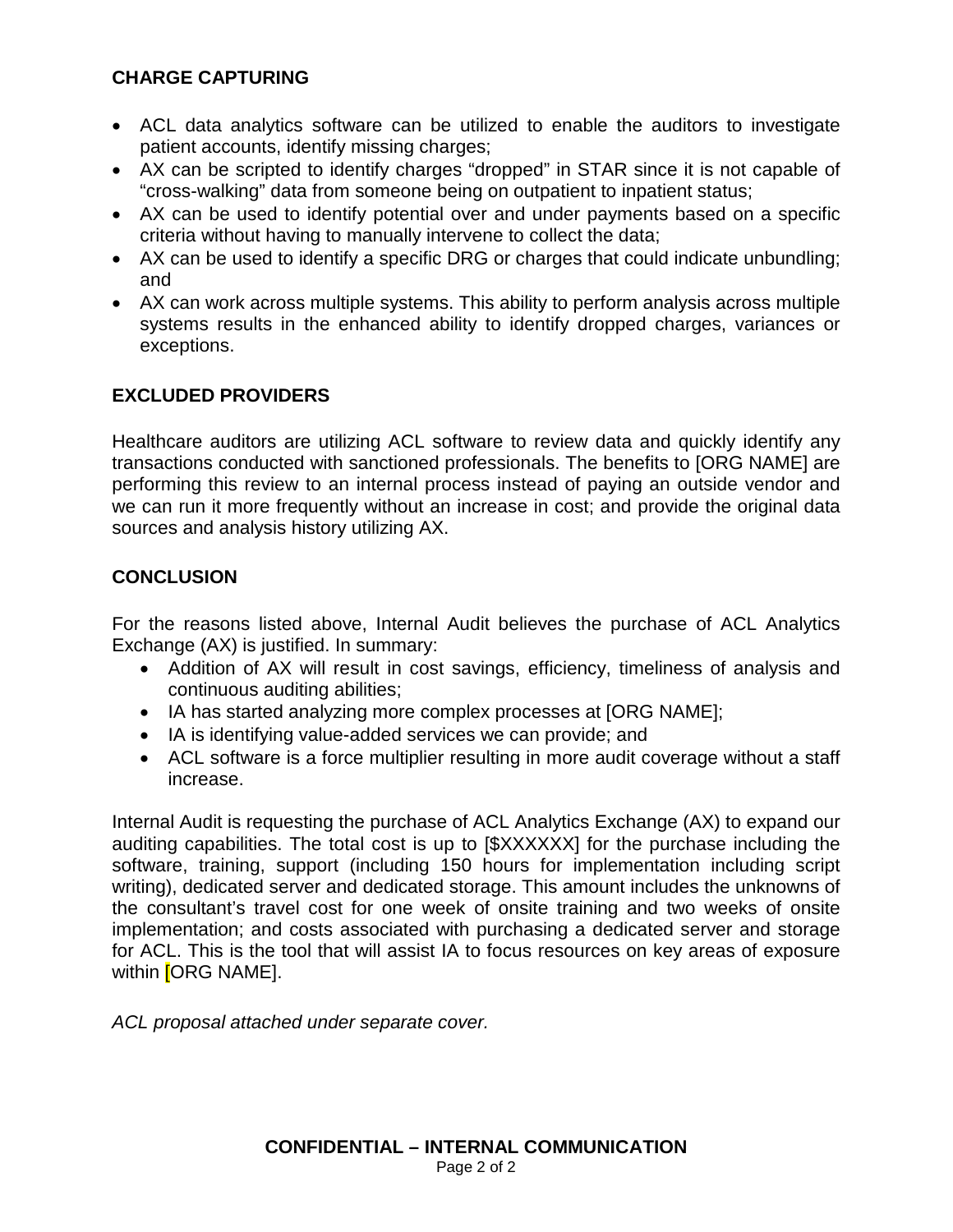## CHARGE CAPTURING

- ACL data analytics software can be utilized to enable the auditors to investigate patient accounts, identify missing charges;
- AX can be scripted to identify charges "dropped" in STAR since it is not capable of "cross-walking" data from someone being on outpatient to inpatient status;
- AX can be used to identify potential over and under payments based on a specific criteria without having to manually intervene to collect the data;
- AX can be used to identify a specific DRG or charges that could indicate unbundling; and
- AX can work across multiple systems. This ability to perform analysis across multiple systems results in the enhanced ability to identify dropped charges, variances or exceptions.

## EXCLUDED PROVIDERS

Healthcare auditors are utilizing ACL software to review data and quickly identify any transactions conducted with sanctioned professionals. The benefits to [ORG NAME] are performing this review to an internal process instead of paying an outside vendor and we can run it more frequently without an increase in cost; and provide the original data sources and analysis history utilizing AX.

## CONCLUSION

For the reasons listed above, Internal Audit believes the purchase of ACL Analytics Exchange (AX) is justified. In summary:

- Addition of AX will result in cost savings, efficiency, timeliness of analysis and continuous auditing abilities;
- IA has started analyzing more complex processes at [ORG NAME];
- IA is identifying value-added services we can provide; and
- ACL software is a force multiplier resulting in more audit coverage without a staff increase.

Internal Audit is requesting the purchase of ACL Analytics Exchange (AX) to expand our auditing capabilities. The total cost is up to [$XXXXXX] for the purchase including the software, training, support (including 150 hours for implementation including script writing), dedicated server and dedicated storage. This amount includes the unknowns of the consultant's travel cost for one week of onsite training and two weeks of onsite implementation; and costs associated with purchasing a dedicated server and storage for ACL. This is the tool that will assist IA to focus resources on key areas of exposure within [ORG NAME].

*ACL proposal attached under separate cover.*

**CONFIDENTIAL – INTERNAL COMMUNICATION**